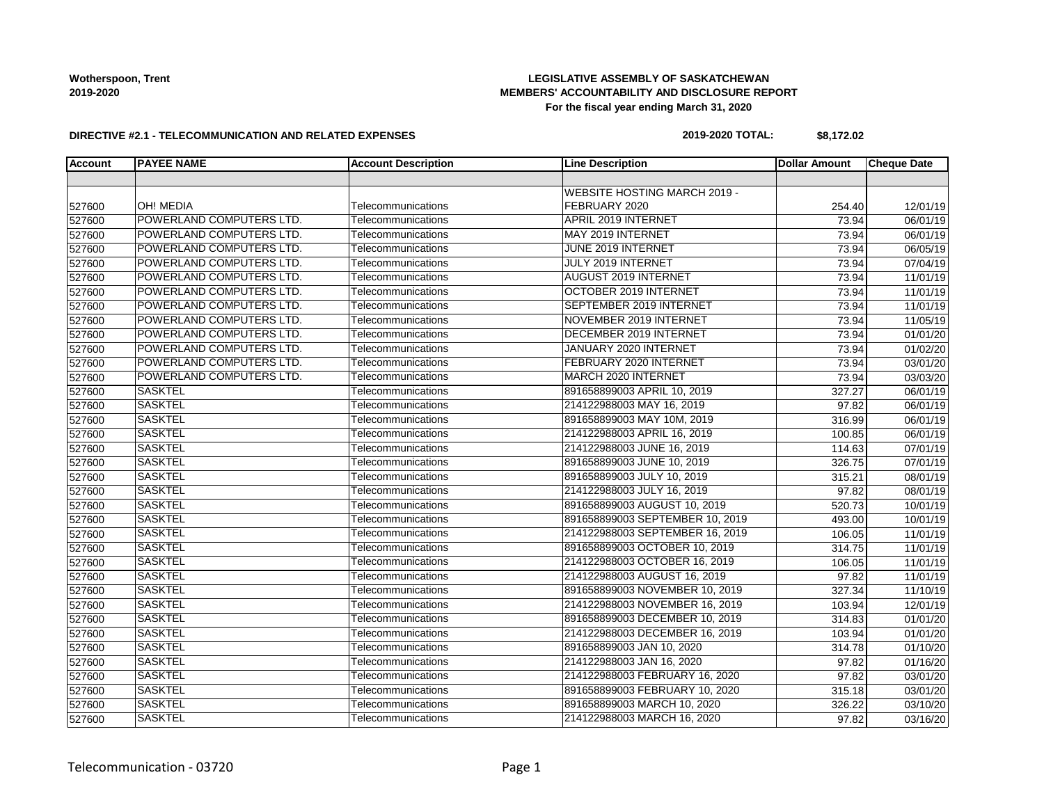**Wotherspoon, Trent**
**2019-2020**

# LEGISLATIVE ASSEMBLY OF SASKATCHEWAN
## MEMBERS' ACCOUNTABILITY AND DISCLOSURE REPORT
**For the fiscal year ending March 31, 2020**

**DIRECTIVE #2.1 - TELECOMMUNICATION AND RELATED EXPENSES**

**2019-2020 TOTAL: $8,172.02**

| Account | PAYEE NAME | Account Description | Line Description | Dollar Amount | Cheque Date |
|---|---|---|---|---|---|
| | | | | | |
| 527600 | OH! MEDIA | Telecommunications | WEBSITE HOSTING MARCH 2019 - FEBRUARY 2020 | 254.40 | 12/01/19 |
| 527600 | POWERLAND COMPUTERS LTD. | Telecommunications | APRIL 2019 INTERNET | 73.94 | 06/01/19 |
| 527600 | POWERLAND COMPUTERS LTD. | Telecommunications | MAY 2019 INTERNET | 73.94 | 06/01/19 |
| 527600 | POWERLAND COMPUTERS LTD. | Telecommunications | JUNE 2019 INTERNET | 73.94 | 06/05/19 |
| 527600 | POWERLAND COMPUTERS LTD. | Telecommunications | JULY 2019 INTERNET | 73.94 | 07/04/19 |
| 527600 | POWERLAND COMPUTERS LTD. | Telecommunications | AUGUST 2019 INTERNET | 73.94 | 11/01/19 |
| 527600 | POWERLAND COMPUTERS LTD. | Telecommunications | OCTOBER 2019 INTERNET | 73.94 | 11/01/19 |
| 527600 | POWERLAND COMPUTERS LTD. | Telecommunications | SEPTEMBER 2019 INTERNET | 73.94 | 11/01/19 |
| 527600 | POWERLAND COMPUTERS LTD. | Telecommunications | NOVEMBER 2019 INTERNET | 73.94 | 11/05/19 |
| 527600 | POWERLAND COMPUTERS LTD. | Telecommunications | DECEMBER 2019 INTERNET | 73.94 | 01/01/20 |
| 527600 | POWERLAND COMPUTERS LTD. | Telecommunications | JANUARY 2020 INTERNET | 73.94 | 01/02/20 |
| 527600 | POWERLAND COMPUTERS LTD. | Telecommunications | FEBRUARY 2020 INTERNET | 73.94 | 03/01/20 |
| 527600 | POWERLAND COMPUTERS LTD. | Telecommunications | MARCH 2020 INTERNET | 73.94 | 03/03/20 |
| 527600 | SASKTEL | Telecommunications | 891658899003 APRIL 10, 2019 | 327.27 | 06/01/19 |
| 527600 | SASKTEL | Telecommunications | 214122988003 MAY 16, 2019 | 97.82 | 06/01/19 |
| 527600 | SASKTEL | Telecommunications | 891658899003 MAY 10M, 2019 | 316.99 | 06/01/19 |
| 527600 | SASKTEL | Telecommunications | 214122988003 APRIL 16, 2019 | 100.85 | 06/01/19 |
| 527600 | SASKTEL | Telecommunications | 214122988003 JUNE 16, 2019 | 114.63 | 07/01/19 |
| 527600 | SASKTEL | Telecommunications | 891658899003 JUNE 10, 2019 | 326.75 | 07/01/19 |
| 527600 | SASKTEL | Telecommunications | 891658899003 JULY 10, 2019 | 315.21 | 08/01/19 |
| 527600 | SASKTEL | Telecommunications | 214122988003 JULY 16, 2019 | 97.82 | 08/01/19 |
| 527600 | SASKTEL | Telecommunications | 891658899003 AUGUST 10, 2019 | 520.73 | 10/01/19 |
| 527600 | SASKTEL | Telecommunications | 891658899003 SEPTEMBER 10, 2019 | 493.00 | 10/01/19 |
| 527600 | SASKTEL | Telecommunications | 214122988003 SEPTEMBER 16, 2019 | 106.05 | 11/01/19 |
| 527600 | SASKTEL | Telecommunications | 891658899003 OCTOBER 10, 2019 | 314.75 | 11/01/19 |
| 527600 | SASKTEL | Telecommunications | 214122988003 OCTOBER 16, 2019 | 106.05 | 11/01/19 |
| 527600 | SASKTEL | Telecommunications | 214122988003 AUGUST 16, 2019 | 97.82 | 11/01/19 |
| 527600 | SASKTEL | Telecommunications | 891658899003 NOVEMBER 10, 2019 | 327.34 | 11/10/19 |
| 527600 | SASKTEL | Telecommunications | 214122988003 NOVEMBER 16, 2019 | 103.94 | 12/01/19 |
| 527600 | SASKTEL | Telecommunications | 891658899003 DECEMBER 10, 2019 | 314.83 | 01/01/20 |
| 527600 | SASKTEL | Telecommunications | 214122988003 DECEMBER 16, 2019 | 103.94 | 01/01/20 |
| 527600 | SASKTEL | Telecommunications | 891658899003 JAN 10, 2020 | 314.78 | 01/10/20 |
| 527600 | SASKTEL | Telecommunications | 214122988003 JAN 16, 2020 | 97.82 | 01/16/20 |
| 527600 | SASKTEL | Telecommunications | 214122988003 FEBRUARY 16, 2020 | 97.82 | 03/01/20 |
| 527600 | SASKTEL | Telecommunications | 891658899003 FEBRUARY 10, 2020 | 315.18 | 03/01/20 |
| 527600 | SASKTEL | Telecommunications | 891658899003 MARCH 10, 2020 | 326.22 | 03/10/20 |
| 527600 | SASKTEL | Telecommunications | 214122988003 MARCH 16, 2020 | 97.82 | 03/16/20 |

Telecommunication - 03720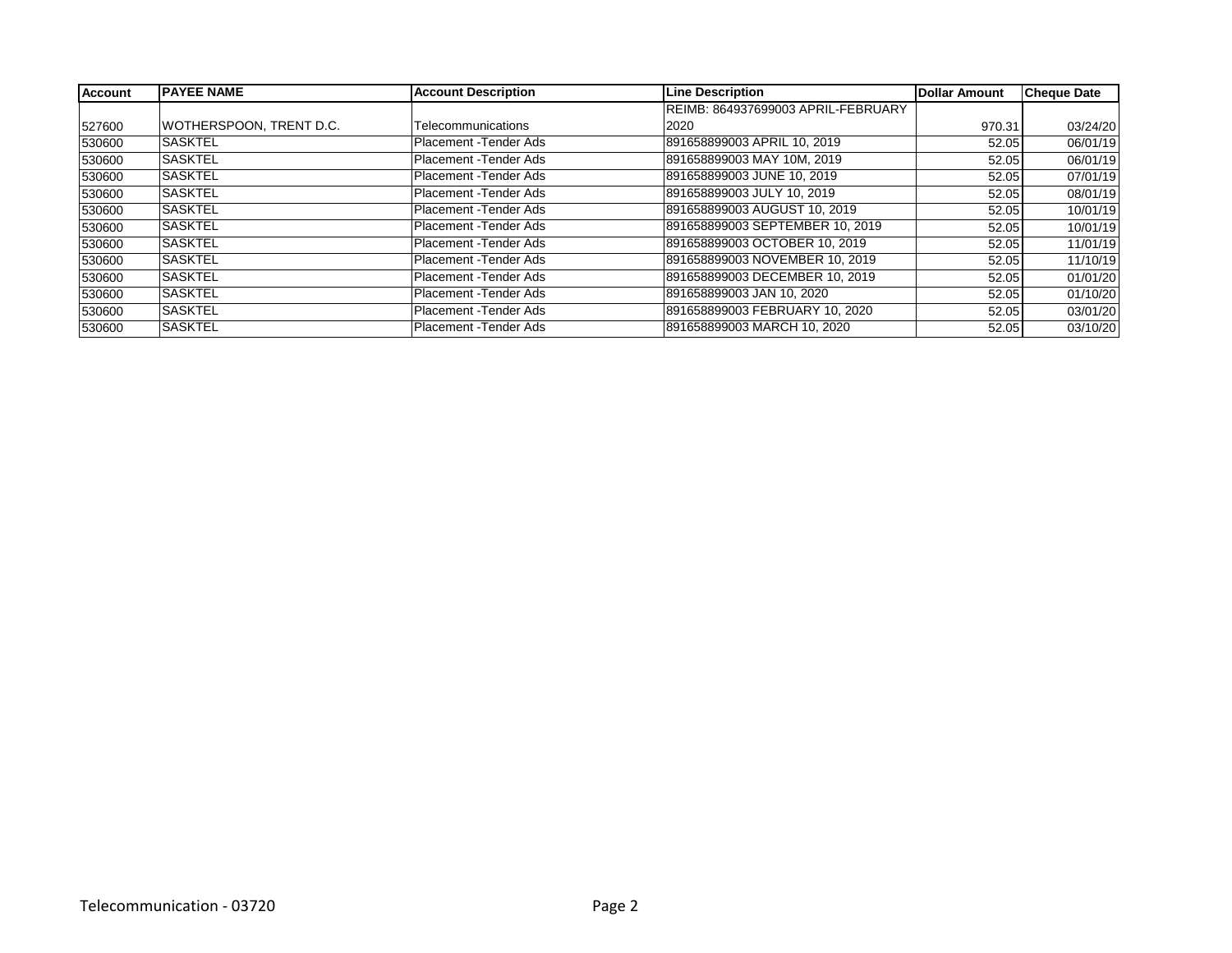| Account | PAYEE NAME | Account Description | Line Description | Dollar Amount | Cheque Date |
|---|---|---|---|---|---|
| 527600 | WOTHERSPOON, TRENT D.C. | Telecommunications | REIMB: 864937699003 APRIL-FEBRUARY 2020 | 970.31 | 03/24/20 |
| 530600 | SASKTEL | Placement -Tender Ads | 891658899003 APRIL 10, 2019 | 52.05 | 06/01/19 |
| 530600 | SASKTEL | Placement -Tender Ads | 891658899003 MAY 10M, 2019 | 52.05 | 06/01/19 |
| 530600 | SASKTEL | Placement -Tender Ads | 891658899003 JUNE 10, 2019 | 52.05 | 07/01/19 |
| 530600 | SASKTEL | Placement -Tender Ads | 891658899003 JULY 10, 2019 | 52.05 | 08/01/19 |
| 530600 | SASKTEL | Placement -Tender Ads | 891658899003 AUGUST 10, 2019 | 52.05 | 10/01/19 |
| 530600 | SASKTEL | Placement -Tender Ads | 891658899003 SEPTEMBER 10, 2019 | 52.05 | 10/01/19 |
| 530600 | SASKTEL | Placement -Tender Ads | 891658899003 OCTOBER 10, 2019 | 52.05 | 11/01/19 |
| 530600 | SASKTEL | Placement -Tender Ads | 891658899003 NOVEMBER 10, 2019 | 52.05 | 11/10/19 |
| 530600 | SASKTEL | Placement -Tender Ads | 891658899003 DECEMBER 10, 2019 | 52.05 | 01/01/20 |
| 530600 | SASKTEL | Placement -Tender Ads | 891658899003 JAN 10, 2020 | 52.05 | 01/10/20 |
| 530600 | SASKTEL | Placement -Tender Ads | 891658899003 FEBRUARY 10, 2020 | 52.05 | 03/01/20 |
| 530600 | SASKTEL | Placement -Tender Ads | 891658899003 MARCH 10, 2020 | 52.05 | 03/10/20 |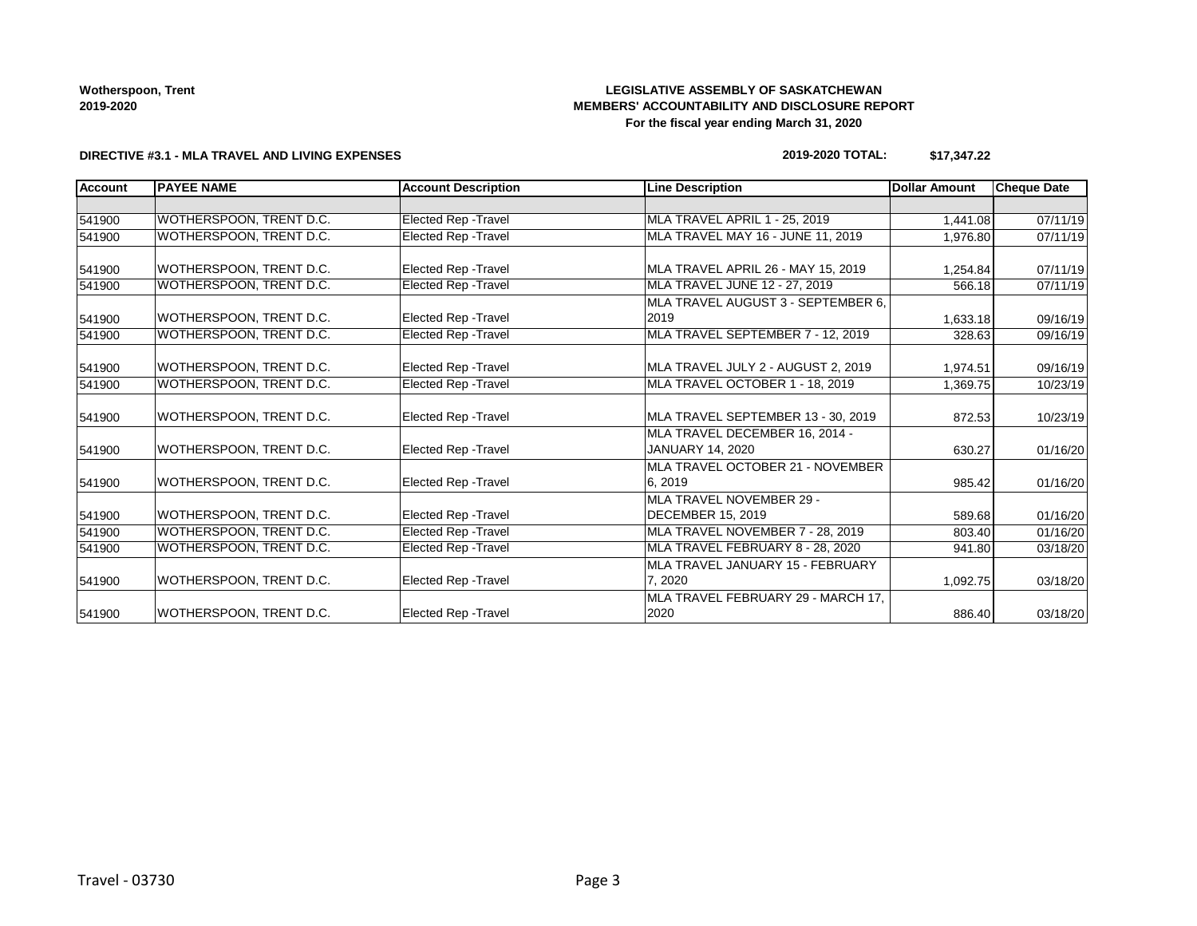**Wotherspoon, Trent**
**2019-2020**

**LEGISLATIVE ASSEMBLY OF SASKATCHEWAN**
**MEMBERS' ACCOUNTABILITY AND DISCLOSURE REPORT**
**For the fiscal year ending March 31, 2020**

**DIRECTIVE #3.1 - MLA TRAVEL AND LIVING EXPENSES**

**2019-2020 TOTAL: $17,347.22**

| Account | PAYEE NAME | Account Description | Line Description | Dollar Amount | Cheque Date |
|---|---|---|---|---|---|
| | | | | | |
| 541900 | WOTHERSPOON, TRENT D.C. | Elected Rep -Travel | MLA TRAVEL APRIL 1 - 25, 2019 | 1,441.08 | 07/11/19 |
| 541900 | WOTHERSPOON, TRENT D.C. | Elected Rep -Travel | MLA TRAVEL MAY 16 - JUNE 11, 2019 | 1,976.80 | 07/11/19 |
| 541900 | WOTHERSPOON, TRENT D.C. | Elected Rep -Travel | MLA TRAVEL APRIL 26 - MAY 15, 2019 | 1,254.84 | 07/11/19 |
| 541900 | WOTHERSPOON, TRENT D.C. | Elected Rep -Travel | MLA TRAVEL JUNE 12 - 27, 2019 | 566.18 | 07/11/19 |
| 541900 | WOTHERSPOON, TRENT D.C. | Elected Rep -Travel | MLA TRAVEL AUGUST 3 - SEPTEMBER 6, 2019 | 1,633.18 | 09/16/19 |
| 541900 | WOTHERSPOON, TRENT D.C. | Elected Rep -Travel | MLA TRAVEL SEPTEMBER 7 - 12, 2019 | 328.63 | 09/16/19 |
| 541900 | WOTHERSPOON, TRENT D.C. | Elected Rep -Travel | MLA TRAVEL JULY 2 - AUGUST 2, 2019 | 1,974.51 | 09/16/19 |
| 541900 | WOTHERSPOON, TRENT D.C. | Elected Rep -Travel | MLA TRAVEL OCTOBER 1 - 18, 2019 | 1,369.75 | 10/23/19 |
| 541900 | WOTHERSPOON, TRENT D.C. | Elected Rep -Travel | MLA TRAVEL SEPTEMBER 13 - 30, 2019 | 872.53 | 10/23/19 |
| 541900 | WOTHERSPOON, TRENT D.C. | Elected Rep -Travel | MLA TRAVEL DECEMBER 16, 2014 - JANUARY 14, 2020 | 630.27 | 01/16/20 |
| 541900 | WOTHERSPOON, TRENT D.C. | Elected Rep -Travel | MLA TRAVEL OCTOBER 21 - NOVEMBER 6, 2019 | 985.42 | 01/16/20 |
| 541900 | WOTHERSPOON, TRENT D.C. | Elected Rep -Travel | MLA TRAVEL NOVEMBER 29 - DECEMBER 15, 2019 | 589.68 | 01/16/20 |
| 541900 | WOTHERSPOON, TRENT D.C. | Elected Rep -Travel | MLA TRAVEL NOVEMBER 7 - 28, 2019 | 803.40 | 01/16/20 |
| 541900 | WOTHERSPOON, TRENT D.C. | Elected Rep -Travel | MLA TRAVEL FEBRUARY 8 - 28, 2020 | 941.80 | 03/18/20 |
| 541900 | WOTHERSPOON, TRENT D.C. | Elected Rep -Travel | MLA TRAVEL JANUARY 15 - FEBRUARY 7, 2020 | 1,092.75 | 03/18/20 |
| 541900 | WOTHERSPOON, TRENT D.C. | Elected Rep -Travel | MLA TRAVEL FEBRUARY 29 - MARCH 17, 2020 | 886.40 | 03/18/20 |

Travel - 03730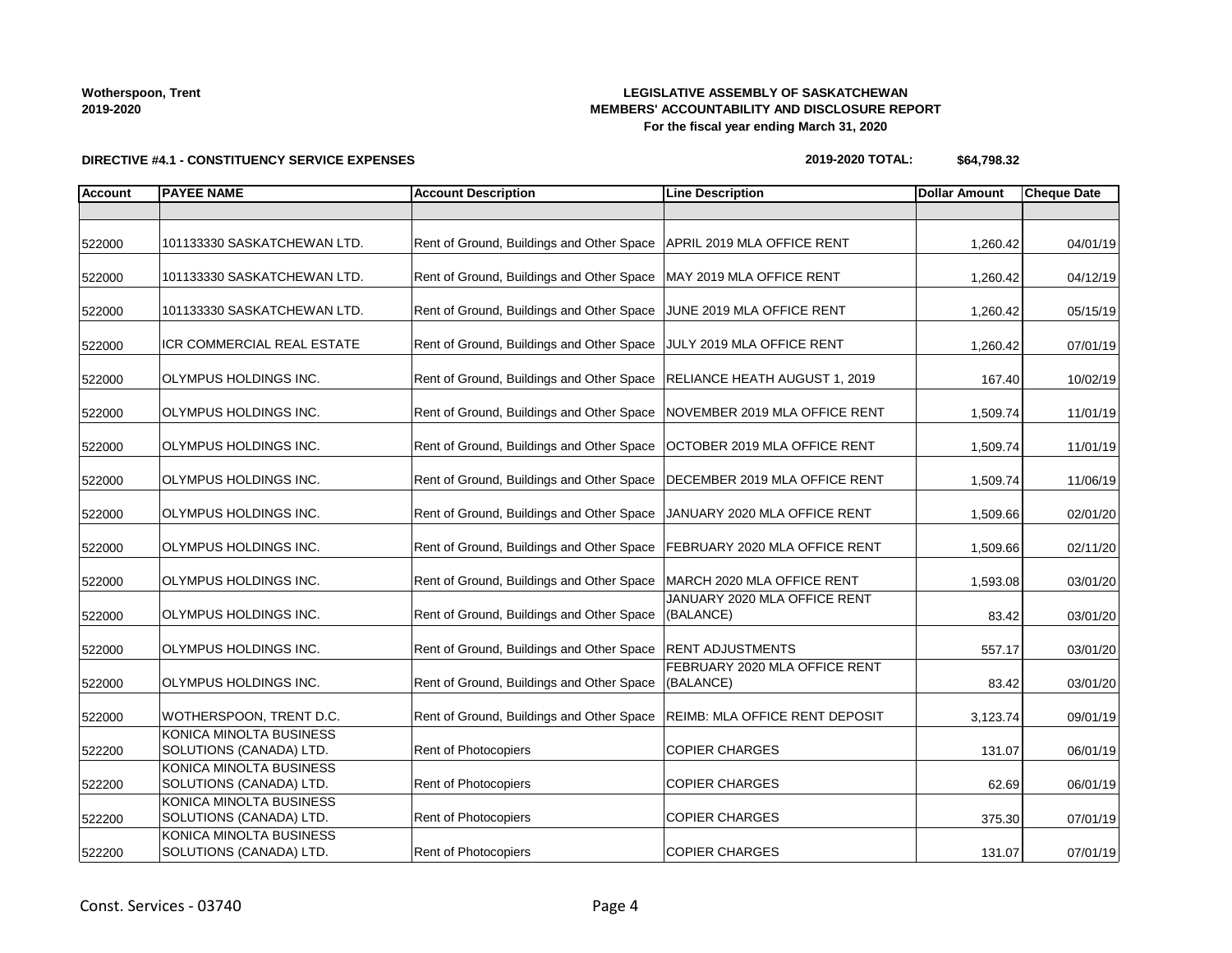**Wotherspoon, Trent**
**2019-2020**

**LEGISLATIVE ASSEMBLY OF SASKATCHEWAN**
**MEMBERS' ACCOUNTABILITY AND DISCLOSURE REPORT**
**For the fiscal year ending March 31, 2020**

**DIRECTIVE #4.1 - CONSTITUENCY SERVICE EXPENSES**

**2019-2020 TOTAL: $64,798.32**

| Account | PAYEE NAME | Account Description | Line Description | Dollar Amount | Cheque Date |
|---|---|---|---|---|---|
| | | | | | |
| 522000 | 101133330 SASKATCHEWAN LTD. | Rent of Ground, Buildings and Other Space | APRIL 2019 MLA OFFICE RENT | 1,260.42 | 04/01/19 |
| 522000 | 101133330 SASKATCHEWAN LTD. | Rent of Ground, Buildings and Other Space | MAY 2019 MLA OFFICE RENT | 1,260.42 | 04/12/19 |
| 522000 | 101133330 SASKATCHEWAN LTD. | Rent of Ground, Buildings and Other Space | JUNE 2019 MLA OFFICE RENT | 1,260.42 | 05/15/19 |
| 522000 | ICR COMMERCIAL REAL ESTATE | Rent of Ground, Buildings and Other Space | JULY 2019 MLA OFFICE RENT | 1,260.42 | 07/01/19 |
| 522000 | OLYMPUS HOLDINGS INC. | Rent of Ground, Buildings and Other Space | RELIANCE HEATH AUGUST 1, 2019 | 167.40 | 10/02/19 |
| 522000 | OLYMPUS HOLDINGS INC. | Rent of Ground, Buildings and Other Space | NOVEMBER 2019 MLA OFFICE RENT | 1,509.74 | 11/01/19 |
| 522000 | OLYMPUS HOLDINGS INC. | Rent of Ground, Buildings and Other Space | OCTOBER 2019 MLA OFFICE RENT | 1,509.74 | 11/01/19 |
| 522000 | OLYMPUS HOLDINGS INC. | Rent of Ground, Buildings and Other Space | DECEMBER 2019 MLA OFFICE RENT | 1,509.74 | 11/06/19 |
| 522000 | OLYMPUS HOLDINGS INC. | Rent of Ground, Buildings and Other Space | JANUARY 2020 MLA OFFICE RENT | 1,509.66 | 02/01/20 |
| 522000 | OLYMPUS HOLDINGS INC. | Rent of Ground, Buildings and Other Space | FEBRUARY 2020 MLA OFFICE RENT | 1,509.66 | 02/11/20 |
| 522000 | OLYMPUS HOLDINGS INC. | Rent of Ground, Buildings and Other Space | MARCH 2020 MLA OFFICE RENT | 1,593.08 | 03/01/20 |
| 522000 | OLYMPUS HOLDINGS INC. | Rent of Ground, Buildings and Other Space | JANUARY 2020 MLA OFFICE RENT (BALANCE) | 83.42 | 03/01/20 |
| 522000 | OLYMPUS HOLDINGS INC. | Rent of Ground, Buildings and Other Space | RENT ADJUSTMENTS | 557.17 | 03/01/20 |
| 522000 | OLYMPUS HOLDINGS INC. | Rent of Ground, Buildings and Other Space | FEBRUARY 2020 MLA OFFICE RENT (BALANCE) | 83.42 | 03/01/20 |
| 522000 | WOTHERSPOON, TRENT D.C. | Rent of Ground, Buildings and Other Space | REIMB: MLA OFFICE RENT DEPOSIT | 3,123.74 | 09/01/19 |
| 522200 | KONICA MINOLTA BUSINESS SOLUTIONS (CANADA) LTD. | Rent of Photocopiers | COPIER CHARGES | 131.07 | 06/01/19 |
| 522200 | KONICA MINOLTA BUSINESS SOLUTIONS (CANADA) LTD. | Rent of Photocopiers | COPIER CHARGES | 62.69 | 06/01/19 |
| 522200 | KONICA MINOLTA BUSINESS SOLUTIONS (CANADA) LTD. | Rent of Photocopiers | COPIER CHARGES | 375.30 | 07/01/19 |
| 522200 | KONICA MINOLTA BUSINESS SOLUTIONS (CANADA) LTD. | Rent of Photocopiers | COPIER CHARGES | 131.07 | 07/01/19 |

Const. Services - 03740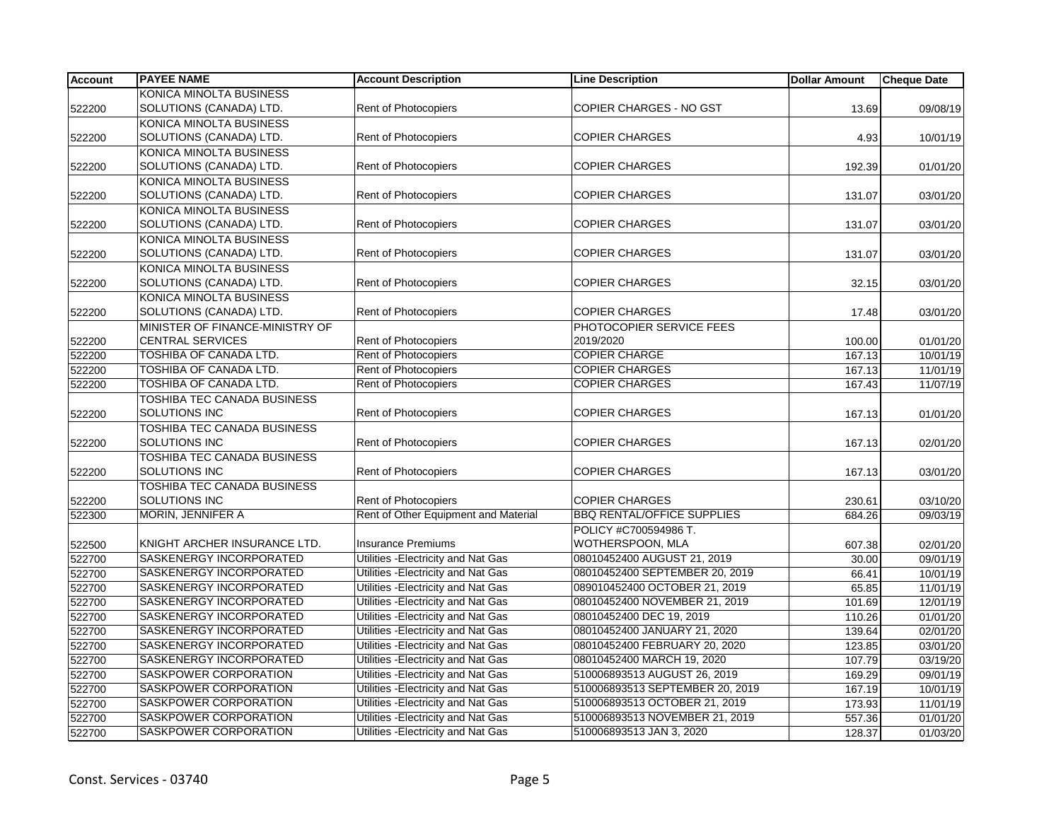| Account | PAYEE NAME | Account Description | Line Description | Dollar Amount | Cheque Date |
|---|---|---|---|---|---|
| 522200 | KONICA MINOLTA BUSINESS SOLUTIONS (CANADA) LTD. | Rent of Photocopiers | COPIER CHARGES - NO GST | 13.69 | 09/08/19 |
| 522200 | KONICA MINOLTA BUSINESS SOLUTIONS (CANADA) LTD. | Rent of Photocopiers | COPIER CHARGES | 4.93 | 10/01/19 |
| 522200 | KONICA MINOLTA BUSINESS SOLUTIONS (CANADA) LTD. | Rent of Photocopiers | COPIER CHARGES | 192.39 | 01/01/20 |
| 522200 | KONICA MINOLTA BUSINESS SOLUTIONS (CANADA) LTD. | Rent of Photocopiers | COPIER CHARGES | 131.07 | 03/01/20 |
| 522200 | KONICA MINOLTA BUSINESS SOLUTIONS (CANADA) LTD. | Rent of Photocopiers | COPIER CHARGES | 131.07 | 03/01/20 |
| 522200 | KONICA MINOLTA BUSINESS SOLUTIONS (CANADA) LTD. | Rent of Photocopiers | COPIER CHARGES | 131.07 | 03/01/20 |
| 522200 | KONICA MINOLTA BUSINESS SOLUTIONS (CANADA) LTD. | Rent of Photocopiers | COPIER CHARGES | 32.15 | 03/01/20 |
| 522200 | KONICA MINOLTA BUSINESS SOLUTIONS (CANADA) LTD. | Rent of Photocopiers | COPIER CHARGES | 17.48 | 03/01/20 |
| 522200 | MINISTER OF FINANCE-MINISTRY OF CENTRAL SERVICES | Rent of Photocopiers | PHOTOCOPIER SERVICE FEES 2019/2020 | 100.00 | 01/01/20 |
| 522200 | TOSHIBA OF CANADA LTD. | Rent of Photocopiers | COPIER CHARGE | 167.13 | 10/01/19 |
| 522200 | TOSHIBA OF CANADA LTD. | Rent of Photocopiers | COPIER CHARGES | 167.13 | 11/01/19 |
| 522200 | TOSHIBA OF CANADA LTD. | Rent of Photocopiers | COPIER CHARGES | 167.43 | 11/07/19 |
| 522200 | TOSHIBA TEC CANADA BUSINESS SOLUTIONS INC | Rent of Photocopiers | COPIER CHARGES | 167.13 | 01/01/20 |
| 522200 | TOSHIBA TEC CANADA BUSINESS SOLUTIONS INC | Rent of Photocopiers | COPIER CHARGES | 167.13 | 02/01/20 |
| 522200 | TOSHIBA TEC CANADA BUSINESS SOLUTIONS INC | Rent of Photocopiers | COPIER CHARGES | 167.13 | 03/01/20 |
| 522200 | TOSHIBA TEC CANADA BUSINESS SOLUTIONS INC | Rent of Photocopiers | COPIER CHARGES | 230.61 | 03/10/20 |
| 522300 | MORIN, JENNIFER A | Rent of Other Equipment and Material | BBQ RENTAL/OFFICE SUPPLIES | 684.26 | 09/03/19 |
| 522500 | KNIGHT ARCHER INSURANCE LTD. | Insurance Premiums | POLICY #C700594986 T. WOTHERSPOON, MLA | 607.38 | 02/01/20 |
| 522700 | SASKENERGY INCORPORATED | Utilities -Electricity and Nat Gas | 08010452400 AUGUST 21, 2019 | 30.00 | 09/01/19 |
| 522700 | SASKENERGY INCORPORATED | Utilities -Electricity and Nat Gas | 08010452400 SEPTEMBER 20, 2019 | 66.41 | 10/01/19 |
| 522700 | SASKENERGY INCORPORATED | Utilities -Electricity and Nat Gas | 089010452400 OCTOBER 21, 2019 | 65.85 | 11/01/19 |
| 522700 | SASKENERGY INCORPORATED | Utilities -Electricity and Nat Gas | 08010452400 NOVEMBER 21, 2019 | 101.69 | 12/01/19 |
| 522700 | SASKENERGY INCORPORATED | Utilities -Electricity and Nat Gas | 08010452400 DEC 19, 2019 | 110.26 | 01/01/20 |
| 522700 | SASKENERGY INCORPORATED | Utilities -Electricity and Nat Gas | 08010452400 JANUARY 21, 2020 | 139.64 | 02/01/20 |
| 522700 | SASKENERGY INCORPORATED | Utilities -Electricity and Nat Gas | 08010452400 FEBRUARY 20, 2020 | 123.85 | 03/01/20 |
| 522700 | SASKENERGY INCORPORATED | Utilities -Electricity and Nat Gas | 08010452400 MARCH 19, 2020 | 107.79 | 03/19/20 |
| 522700 | SASKPOWER CORPORATION | Utilities -Electricity and Nat Gas | 510006893513 AUGUST 26, 2019 | 169.29 | 09/01/19 |
| 522700 | SASKPOWER CORPORATION | Utilities -Electricity and Nat Gas | 510006893513 SEPTEMBER 20, 2019 | 167.19 | 10/01/19 |
| 522700 | SASKPOWER CORPORATION | Utilities -Electricity and Nat Gas | 510006893513 OCTOBER 21, 2019 | 173.93 | 11/01/19 |
| 522700 | SASKPOWER CORPORATION | Utilities -Electricity and Nat Gas | 510006893513 NOVEMBER 21, 2019 | 557.36 | 01/01/20 |
| 522700 | SASKPOWER CORPORATION | Utilities -Electricity and Nat Gas | 510006893513 JAN 3, 2020 | 128.37 | 01/03/20 |

Const. Services - 03740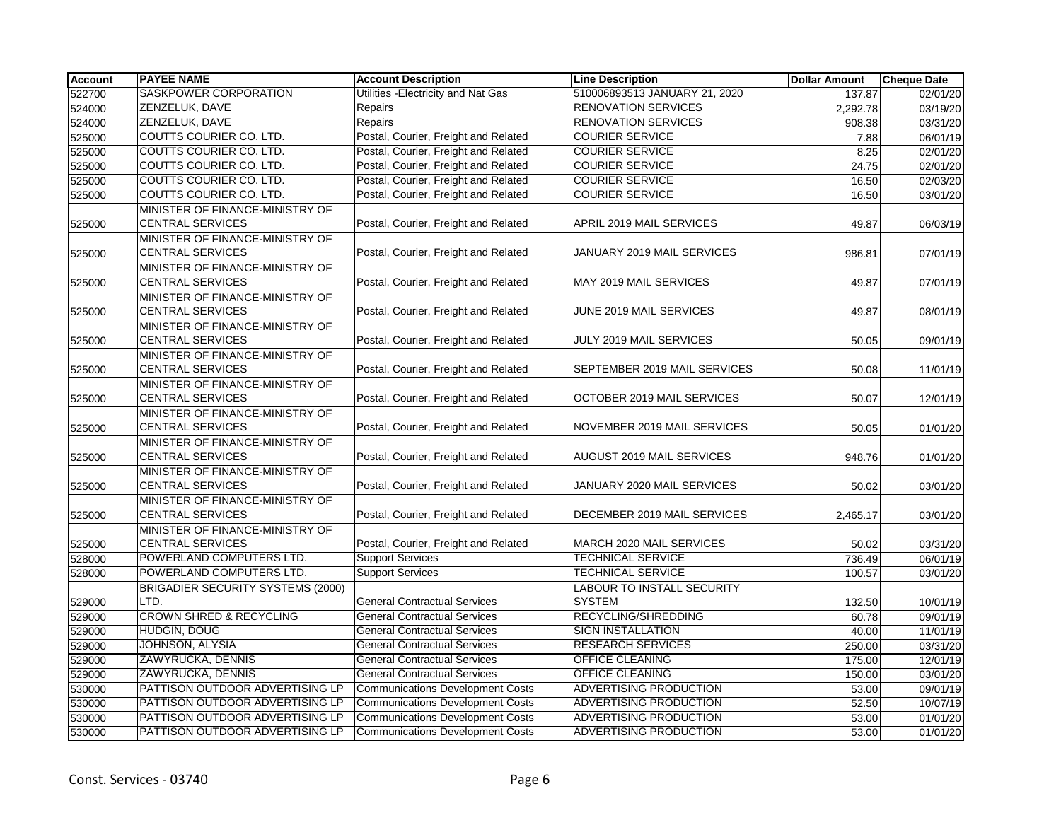| Account | PAYEE NAME | Account Description | Line Description | Dollar Amount | Cheque Date |
|---|---|---|---|---|---|
| 522700 | SASKPOWER CORPORATION | Utilities -Electricity and Nat Gas | 510006893513 JANUARY 21, 2020 | 137.87 | 02/01/20 |
| 524000 | ZENZELUK, DAVE | Repairs | RENOVATION SERVICES | 2,292.78 | 03/19/20 |
| 524000 | ZENZELUK, DAVE | Repairs | RENOVATION SERVICES | 908.38 | 03/31/20 |
| 525000 | COUTTS COURIER CO. LTD. | Postal, Courier, Freight and Related | COURIER SERVICE | 7.88 | 06/01/19 |
| 525000 | COUTTS COURIER CO. LTD. | Postal, Courier, Freight and Related | COURIER SERVICE | 8.25 | 02/01/20 |
| 525000 | COUTTS COURIER CO. LTD. | Postal, Courier, Freight and Related | COURIER SERVICE | 24.75 | 02/01/20 |
| 525000 | COUTTS COURIER CO. LTD. | Postal, Courier, Freight and Related | COURIER SERVICE | 16.50 | 02/03/20 |
| 525000 | COUTTS COURIER CO. LTD. | Postal, Courier, Freight and Related | COURIER SERVICE | 16.50 | 03/01/20 |
| 525000 | MINISTER OF FINANCE-MINISTRY OF CENTRAL SERVICES | Postal, Courier, Freight and Related | APRIL 2019 MAIL SERVICES | 49.87 | 06/03/19 |
| 525000 | MINISTER OF FINANCE-MINISTRY OF CENTRAL SERVICES | Postal, Courier, Freight and Related | JANUARY 2019 MAIL SERVICES | 986.81 | 07/01/19 |
| 525000 | MINISTER OF FINANCE-MINISTRY OF CENTRAL SERVICES | Postal, Courier, Freight and Related | MAY 2019 MAIL SERVICES | 49.87 | 07/01/19 |
| 525000 | MINISTER OF FINANCE-MINISTRY OF CENTRAL SERVICES | Postal, Courier, Freight and Related | JUNE 2019 MAIL SERVICES | 49.87 | 08/01/19 |
| 525000 | MINISTER OF FINANCE-MINISTRY OF CENTRAL SERVICES | Postal, Courier, Freight and Related | JULY 2019 MAIL SERVICES | 50.05 | 09/01/19 |
| 525000 | MINISTER OF FINANCE-MINISTRY OF CENTRAL SERVICES | Postal, Courier, Freight and Related | SEPTEMBER 2019 MAIL SERVICES | 50.08 | 11/01/19 |
| 525000 | MINISTER OF FINANCE-MINISTRY OF CENTRAL SERVICES | Postal, Courier, Freight and Related | OCTOBER 2019 MAIL SERVICES | 50.07 | 12/01/19 |
| 525000 | MINISTER OF FINANCE-MINISTRY OF CENTRAL SERVICES | Postal, Courier, Freight and Related | NOVEMBER 2019 MAIL SERVICES | 50.05 | 01/01/20 |
| 525000 | MINISTER OF FINANCE-MINISTRY OF CENTRAL SERVICES | Postal, Courier, Freight and Related | AUGUST 2019 MAIL SERVICES | 948.76 | 01/01/20 |
| 525000 | MINISTER OF FINANCE-MINISTRY OF CENTRAL SERVICES | Postal, Courier, Freight and Related | JANUARY 2020 MAIL SERVICES | 50.02 | 03/01/20 |
| 525000 | MINISTER OF FINANCE-MINISTRY OF CENTRAL SERVICES | Postal, Courier, Freight and Related | DECEMBER 2019 MAIL SERVICES | 2,465.17 | 03/01/20 |
| 525000 | MINISTER OF FINANCE-MINISTRY OF CENTRAL SERVICES | Postal, Courier, Freight and Related | MARCH 2020 MAIL SERVICES | 50.02 | 03/31/20 |
| 528000 | POWERLAND COMPUTERS LTD. | Support Services | TECHNICAL SERVICE | 736.49 | 06/01/19 |
| 528000 | POWERLAND COMPUTERS LTD. | Support Services | TECHNICAL SERVICE | 100.57 | 03/01/20 |
| 529000 | BRIGADIER SECURITY SYSTEMS (2000) LTD. | General Contractual Services | LABOUR TO INSTALL SECURITY SYSTEM | 132.50 | 10/01/19 |
| 529000 | CROWN SHRED & RECYCLING | General Contractual Services | RECYCLING/SHREDDING | 60.78 | 09/01/19 |
| 529000 | HUDGIN, DOUG | General Contractual Services | SIGN INSTALLATION | 40.00 | 11/01/19 |
| 529000 | JOHNSON, ALYSIA | General Contractual Services | RESEARCH SERVICES | 250.00 | 03/31/20 |
| 529000 | ZAWYRUCKA, DENNIS | General Contractual Services | OFFICE CLEANING | 175.00 | 12/01/19 |
| 529000 | ZAWYRUCKA, DENNIS | General Contractual Services | OFFICE CLEANING | 150.00 | 03/01/20 |
| 530000 | PATTISON OUTDOOR ADVERTISING LP | Communications Development Costs | ADVERTISING PRODUCTION | 53.00 | 09/01/19 |
| 530000 | PATTISON OUTDOOR ADVERTISING LP | Communications Development Costs | ADVERTISING PRODUCTION | 52.50 | 10/07/19 |
| 530000 | PATTISON OUTDOOR ADVERTISING LP | Communications Development Costs | ADVERTISING PRODUCTION | 53.00 | 01/01/20 |
| 530000 | PATTISON OUTDOOR ADVERTISING LP | Communications Development Costs | ADVERTISING PRODUCTION | 53.00 | 01/01/20 |

Const. Services - 03740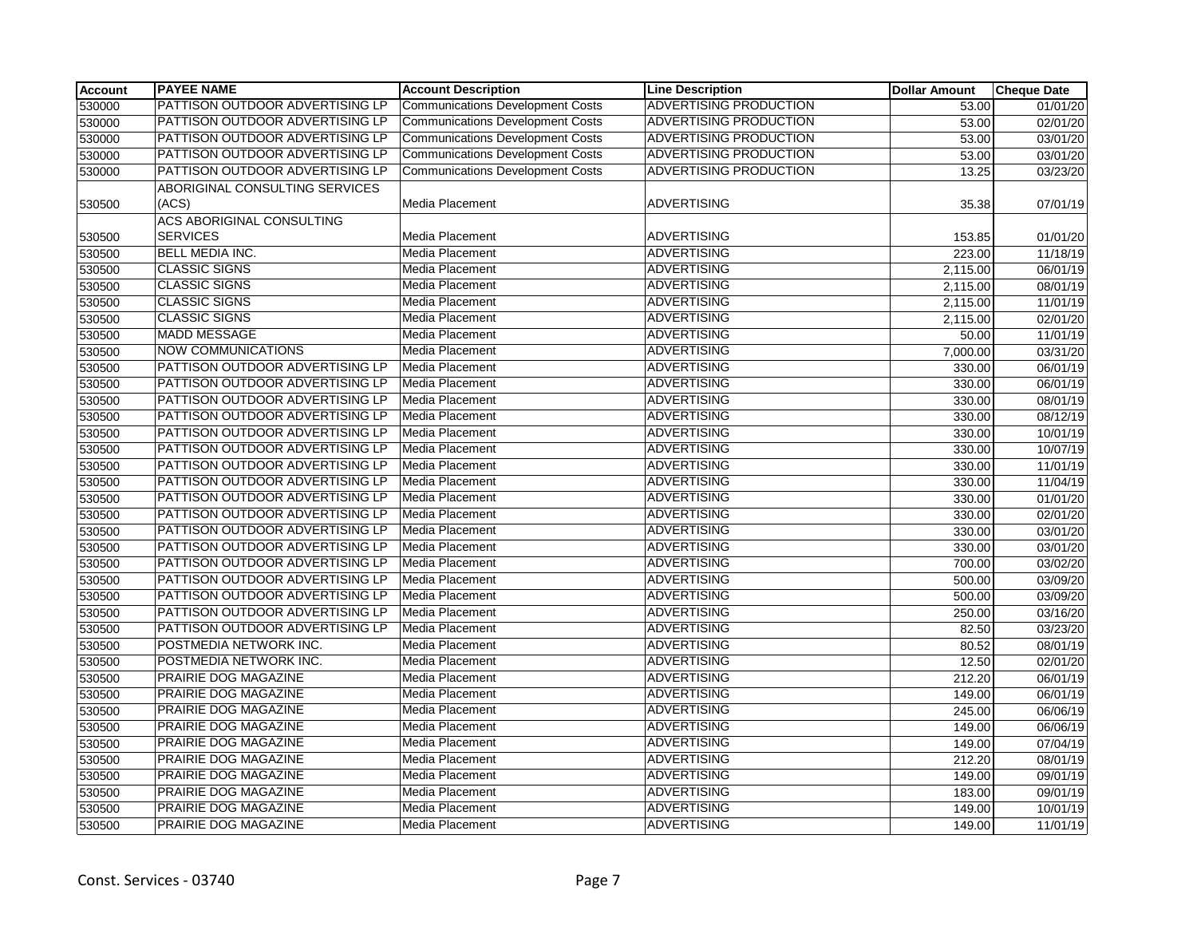| Account | PAYEE NAME | Account Description | Line Description | Dollar Amount | Cheque Date |
|---|---|---|---|---|---|
| 530000 | PATTISON OUTDOOR ADVERTISING LP | Communications Development Costs | ADVERTISING PRODUCTION | 53.00 | 01/01/20 |
| 530000 | PATTISON OUTDOOR ADVERTISING LP | Communications Development Costs | ADVERTISING PRODUCTION | 53.00 | 02/01/20 |
| 530000 | PATTISON OUTDOOR ADVERTISING LP | Communications Development Costs | ADVERTISING PRODUCTION | 53.00 | 03/01/20 |
| 530000 | PATTISON OUTDOOR ADVERTISING LP | Communications Development Costs | ADVERTISING PRODUCTION | 53.00 | 03/01/20 |
| 530000 | PATTISON OUTDOOR ADVERTISING LP | Communications Development Costs | ADVERTISING PRODUCTION | 13.25 | 03/23/20 |
| 530500 | ABORIGINAL CONSULTING SERVICES (ACS) | Media Placement | ADVERTISING | 35.38 | 07/01/19 |
| 530500 | ACS ABORIGINAL CONSULTING SERVICES | Media Placement | ADVERTISING | 153.85 | 01/01/20 |
| 530500 | BELL MEDIA INC. | Media Placement | ADVERTISING | 223.00 | 11/18/19 |
| 530500 | CLASSIC SIGNS | Media Placement | ADVERTISING | 2,115.00 | 06/01/19 |
| 530500 | CLASSIC SIGNS | Media Placement | ADVERTISING | 2,115.00 | 08/01/19 |
| 530500 | CLASSIC SIGNS | Media Placement | ADVERTISING | 2,115.00 | 11/01/19 |
| 530500 | CLASSIC SIGNS | Media Placement | ADVERTISING | 2,115.00 | 02/01/20 |
| 530500 | MADD MESSAGE | Media Placement | ADVERTISING | 50.00 | 11/01/19 |
| 530500 | NOW COMMUNICATIONS | Media Placement | ADVERTISING | 7,000.00 | 03/31/20 |
| 530500 | PATTISON OUTDOOR ADVERTISING LP | Media Placement | ADVERTISING | 330.00 | 06/01/19 |
| 530500 | PATTISON OUTDOOR ADVERTISING LP | Media Placement | ADVERTISING | 330.00 | 06/01/19 |
| 530500 | PATTISON OUTDOOR ADVERTISING LP | Media Placement | ADVERTISING | 330.00 | 08/01/19 |
| 530500 | PATTISON OUTDOOR ADVERTISING LP | Media Placement | ADVERTISING | 330.00 | 08/12/19 |
| 530500 | PATTISON OUTDOOR ADVERTISING LP | Media Placement | ADVERTISING | 330.00 | 10/01/19 |
| 530500 | PATTISON OUTDOOR ADVERTISING LP | Media Placement | ADVERTISING | 330.00 | 10/07/19 |
| 530500 | PATTISON OUTDOOR ADVERTISING LP | Media Placement | ADVERTISING | 330.00 | 11/01/19 |
| 530500 | PATTISON OUTDOOR ADVERTISING LP | Media Placement | ADVERTISING | 330.00 | 11/04/19 |
| 530500 | PATTISON OUTDOOR ADVERTISING LP | Media Placement | ADVERTISING | 330.00 | 01/01/20 |
| 530500 | PATTISON OUTDOOR ADVERTISING LP | Media Placement | ADVERTISING | 330.00 | 02/01/20 |
| 530500 | PATTISON OUTDOOR ADVERTISING LP | Media Placement | ADVERTISING | 330.00 | 03/01/20 |
| 530500 | PATTISON OUTDOOR ADVERTISING LP | Media Placement | ADVERTISING | 330.00 | 03/01/20 |
| 530500 | PATTISON OUTDOOR ADVERTISING LP | Media Placement | ADVERTISING | 700.00 | 03/02/20 |
| 530500 | PATTISON OUTDOOR ADVERTISING LP | Media Placement | ADVERTISING | 500.00 | 03/09/20 |
| 530500 | PATTISON OUTDOOR ADVERTISING LP | Media Placement | ADVERTISING | 500.00 | 03/09/20 |
| 530500 | PATTISON OUTDOOR ADVERTISING LP | Media Placement | ADVERTISING | 250.00 | 03/16/20 |
| 530500 | PATTISON OUTDOOR ADVERTISING LP | Media Placement | ADVERTISING | 82.50 | 03/23/20 |
| 530500 | POSTMEDIA NETWORK INC. | Media Placement | ADVERTISING | 80.52 | 08/01/19 |
| 530500 | POSTMEDIA NETWORK INC. | Media Placement | ADVERTISING | 12.50 | 02/01/20 |
| 530500 | PRAIRIE DOG MAGAZINE | Media Placement | ADVERTISING | 212.20 | 06/01/19 |
| 530500 | PRAIRIE DOG MAGAZINE | Media Placement | ADVERTISING | 149.00 | 06/01/19 |
| 530500 | PRAIRIE DOG MAGAZINE | Media Placement | ADVERTISING | 245.00 | 06/06/19 |
| 530500 | PRAIRIE DOG MAGAZINE | Media Placement | ADVERTISING | 149.00 | 06/06/19 |
| 530500 | PRAIRIE DOG MAGAZINE | Media Placement | ADVERTISING | 149.00 | 07/04/19 |
| 530500 | PRAIRIE DOG MAGAZINE | Media Placement | ADVERTISING | 212.20 | 08/01/19 |
| 530500 | PRAIRIE DOG MAGAZINE | Media Placement | ADVERTISING | 149.00 | 09/01/19 |
| 530500 | PRAIRIE DOG MAGAZINE | Media Placement | ADVERTISING | 183.00 | 09/01/19 |
| 530500 | PRAIRIE DOG MAGAZINE | Media Placement | ADVERTISING | 149.00 | 10/01/19 |
| 530500 | PRAIRIE DOG MAGAZINE | Media Placement | ADVERTISING | 149.00 | 11/01/19 |

Const. Services - 03740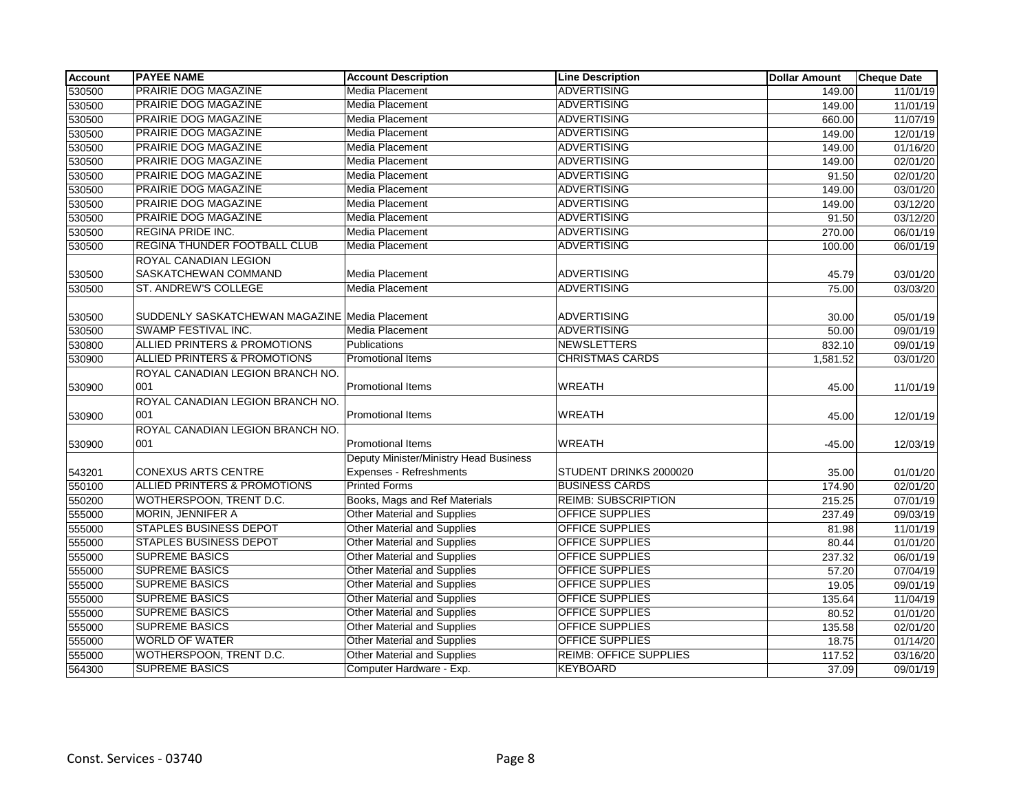| Account | PAYEE NAME | Account Description | Line Description | Dollar Amount | Cheque Date |
|---|---|---|---|---|---|
| 530500 | PRAIRIE DOG MAGAZINE | Media Placement | ADVERTISING | 149.00 | 11/01/19 |
| 530500 | PRAIRIE DOG MAGAZINE | Media Placement | ADVERTISING | 149.00 | 11/01/19 |
| 530500 | PRAIRIE DOG MAGAZINE | Media Placement | ADVERTISING | 660.00 | 11/07/19 |
| 530500 | PRAIRIE DOG MAGAZINE | Media Placement | ADVERTISING | 149.00 | 12/01/19 |
| 530500 | PRAIRIE DOG MAGAZINE | Media Placement | ADVERTISING | 149.00 | 01/16/20 |
| 530500 | PRAIRIE DOG MAGAZINE | Media Placement | ADVERTISING | 149.00 | 02/01/20 |
| 530500 | PRAIRIE DOG MAGAZINE | Media Placement | ADVERTISING | 91.50 | 02/01/20 |
| 530500 | PRAIRIE DOG MAGAZINE | Media Placement | ADVERTISING | 149.00 | 03/01/20 |
| 530500 | PRAIRIE DOG MAGAZINE | Media Placement | ADVERTISING | 149.00 | 03/12/20 |
| 530500 | PRAIRIE DOG MAGAZINE | Media Placement | ADVERTISING | 91.50 | 03/12/20 |
| 530500 | REGINA PRIDE INC. | Media Placement | ADVERTISING | 270.00 | 06/01/19 |
| 530500 | REGINA THUNDER FOOTBALL CLUB | Media Placement | ADVERTISING | 100.00 | 06/01/19 |
| 530500 | ROYAL CANADIAN LEGION SASKATCHEWAN COMMAND | Media Placement | ADVERTISING | 45.79 | 03/01/20 |
| 530500 | ST. ANDREW'S COLLEGE | Media Placement | ADVERTISING | 75.00 | 03/03/20 |
| 530500 | SUDDENLY SASKATCHEWAN MAGAZINE | Media Placement | ADVERTISING | 30.00 | 05/01/19 |
| 530500 | SWAMP FESTIVAL INC. | Media Placement | ADVERTISING | 50.00 | 09/01/19 |
| 530800 | ALLIED PRINTERS & PROMOTIONS | Publications | NEWSLETTERS | 832.10 | 09/01/19 |
| 530900 | ALLIED PRINTERS & PROMOTIONS | Promotional Items | CHRISTMAS CARDS | 1,581.52 | 03/01/20 |
| 530900 | ROYAL CANADIAN LEGION BRANCH NO. 001 | Promotional Items | WREATH | 45.00 | 11/01/19 |
| 530900 | ROYAL CANADIAN LEGION BRANCH NO. 001 | Promotional Items | WREATH | 45.00 | 12/01/19 |
| 530900 | ROYAL CANADIAN LEGION BRANCH NO. 001 | Promotional Items | WREATH | -45.00 | 12/03/19 |
| 543201 | CONEXUS ARTS CENTRE | Deputy Minister/Ministry Head Business Expenses - Refreshments | STUDENT DRINKS 2000020 | 35.00 | 01/01/20 |
| 550100 | ALLIED PRINTERS & PROMOTIONS | Printed Forms | BUSINESS CARDS | 174.90 | 02/01/20 |
| 550200 | WOTHERSPOON, TRENT D.C. | Books, Mags and Ref Materials | REIMB: SUBSCRIPTION | 215.25 | 07/01/19 |
| 555000 | MORIN, JENNIFER A | Other Material and Supplies | OFFICE SUPPLIES | 237.49 | 09/03/19 |
| 555000 | STAPLES BUSINESS DEPOT | Other Material and Supplies | OFFICE SUPPLIES | 81.98 | 11/01/19 |
| 555000 | STAPLES BUSINESS DEPOT | Other Material and Supplies | OFFICE SUPPLIES | 80.44 | 01/01/20 |
| 555000 | SUPREME BASICS | Other Material and Supplies | OFFICE SUPPLIES | 237.32 | 06/01/19 |
| 555000 | SUPREME BASICS | Other Material and Supplies | OFFICE SUPPLIES | 57.20 | 07/04/19 |
| 555000 | SUPREME BASICS | Other Material and Supplies | OFFICE SUPPLIES | 19.05 | 09/01/19 |
| 555000 | SUPREME BASICS | Other Material and Supplies | OFFICE SUPPLIES | 135.64 | 11/04/19 |
| 555000 | SUPREME BASICS | Other Material and Supplies | OFFICE SUPPLIES | 80.52 | 01/01/20 |
| 555000 | SUPREME BASICS | Other Material and Supplies | OFFICE SUPPLIES | 135.58 | 02/01/20 |
| 555000 | WORLD OF WATER | Other Material and Supplies | OFFICE SUPPLIES | 18.75 | 01/14/20 |
| 555000 | WOTHERSPOON, TRENT D.C. | Other Material and Supplies | REIMB: OFFICE SUPPLIES | 117.52 | 03/16/20 |
| 564300 | SUPREME BASICS | Computer Hardware - Exp. | KEYBOARD | 37.09 | 09/01/19 |

Const. Services - 03740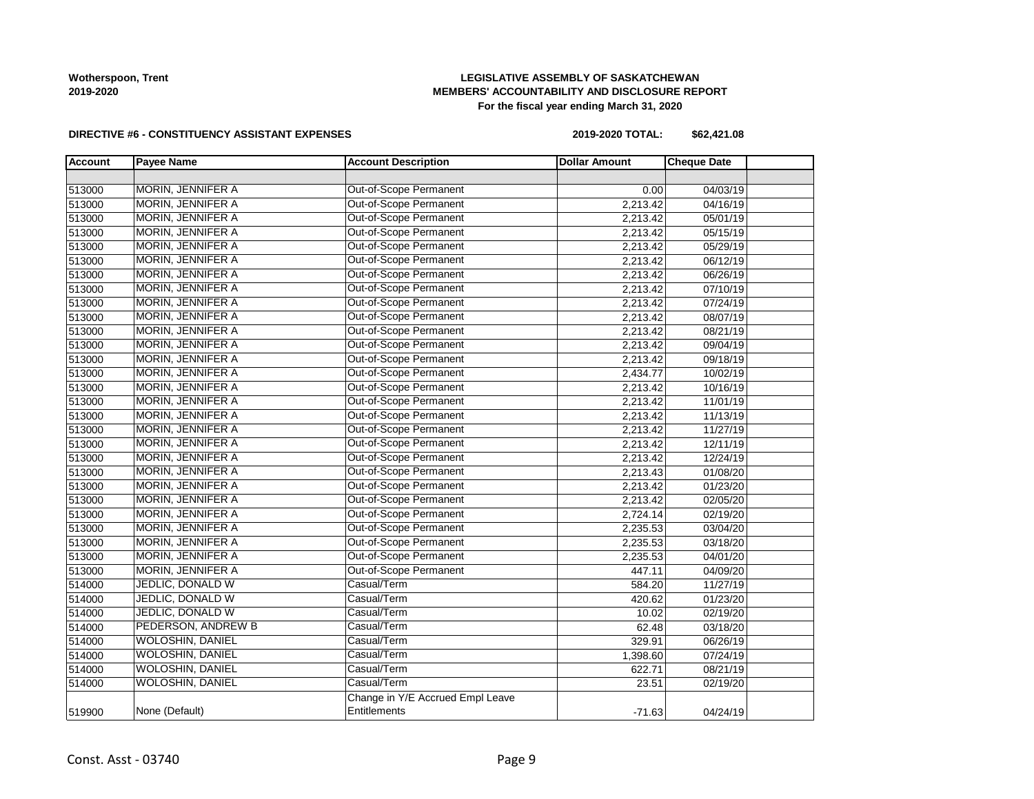**Wotherspoon, Trent**
**2019-2020**

**LEGISLATIVE ASSEMBLY OF SASKATCHEWAN**
**MEMBERS' ACCOUNTABILITY AND DISCLOSURE REPORT**
**For the fiscal year ending March 31, 2020**

**DIRECTIVE #6 - CONSTITUENCY ASSISTANT EXPENSES**

**2019-2020 TOTAL: $62,421.08**

| Account | Payee Name | Account Description | Dollar Amount | Cheque Date | |
|---|---|---|---|---|---|
| | | | | | |
| 513000 | MORIN, JENNIFER A | Out-of-Scope Permanent | 0.00 | 04/03/19 | |
| 513000 | MORIN, JENNIFER A | Out-of-Scope Permanent | 2,213.42 | 04/16/19 | |
| 513000 | MORIN, JENNIFER A | Out-of-Scope Permanent | 2,213.42 | 05/01/19 | |
| 513000 | MORIN, JENNIFER A | Out-of-Scope Permanent | 2,213.42 | 05/15/19 | |
| 513000 | MORIN, JENNIFER A | Out-of-Scope Permanent | 2,213.42 | 05/29/19 | |
| 513000 | MORIN, JENNIFER A | Out-of-Scope Permanent | 2,213.42 | 06/12/19 | |
| 513000 | MORIN, JENNIFER A | Out-of-Scope Permanent | 2,213.42 | 06/26/19 | |
| 513000 | MORIN, JENNIFER A | Out-of-Scope Permanent | 2,213.42 | 07/10/19 | |
| 513000 | MORIN, JENNIFER A | Out-of-Scope Permanent | 2,213.42 | 07/24/19 | |
| 513000 | MORIN, JENNIFER A | Out-of-Scope Permanent | 2,213.42 | 08/07/19 | |
| 513000 | MORIN, JENNIFER A | Out-of-Scope Permanent | 2,213.42 | 08/21/19 | |
| 513000 | MORIN, JENNIFER A | Out-of-Scope Permanent | 2,213.42 | 09/04/19 | |
| 513000 | MORIN, JENNIFER A | Out-of-Scope Permanent | 2,213.42 | 09/18/19 | |
| 513000 | MORIN, JENNIFER A | Out-of-Scope Permanent | 2,434.77 | 10/02/19 | |
| 513000 | MORIN, JENNIFER A | Out-of-Scope Permanent | 2,213.42 | 10/16/19 | |
| 513000 | MORIN, JENNIFER A | Out-of-Scope Permanent | 2,213.42 | 11/01/19 | |
| 513000 | MORIN, JENNIFER A | Out-of-Scope Permanent | 2,213.42 | 11/13/19 | |
| 513000 | MORIN, JENNIFER A | Out-of-Scope Permanent | 2,213.42 | 11/27/19 | |
| 513000 | MORIN, JENNIFER A | Out-of-Scope Permanent | 2,213.42 | 12/11/19 | |
| 513000 | MORIN, JENNIFER A | Out-of-Scope Permanent | 2,213.42 | 12/24/19 | |
| 513000 | MORIN, JENNIFER A | Out-of-Scope Permanent | 2,213.43 | 01/08/20 | |
| 513000 | MORIN, JENNIFER A | Out-of-Scope Permanent | 2,213.42 | 01/23/20 | |
| 513000 | MORIN, JENNIFER A | Out-of-Scope Permanent | 2,213.42 | 02/05/20 | |
| 513000 | MORIN, JENNIFER A | Out-of-Scope Permanent | 2,724.14 | 02/19/20 | |
| 513000 | MORIN, JENNIFER A | Out-of-Scope Permanent | 2,235.53 | 03/04/20 | |
| 513000 | MORIN, JENNIFER A | Out-of-Scope Permanent | 2,235.53 | 03/18/20 | |
| 513000 | MORIN, JENNIFER A | Out-of-Scope Permanent | 2,235.53 | 04/01/20 | |
| 513000 | MORIN, JENNIFER A | Out-of-Scope Permanent | 447.11 | 04/09/20 | |
| 514000 | JEDLIC, DONALD W | Casual/Term | 584.20 | 11/27/19 | |
| 514000 | JEDLIC, DONALD W | Casual/Term | 420.62 | 01/23/20 | |
| 514000 | JEDLIC, DONALD W | Casual/Term | 10.02 | 02/19/20 | |
| 514000 | PEDERSON, ANDREW B | Casual/Term | 62.48 | 03/18/20 | |
| 514000 | WOLOSHIN, DANIEL | Casual/Term | 329.91 | 06/26/19 | |
| 514000 | WOLOSHIN, DANIEL | Casual/Term | 1,398.60 | 07/24/19 | |
| 514000 | WOLOSHIN, DANIEL | Casual/Term | 622.71 | 08/21/19 | |
| 514000 | WOLOSHIN, DANIEL | Casual/Term | 23.51 | 02/19/20 | |
| 519900 | None (Default) | Change in Y/E Accrued Empl Leave Entitlements | -71.63 | 04/24/19 | |

Const. Asst - 03740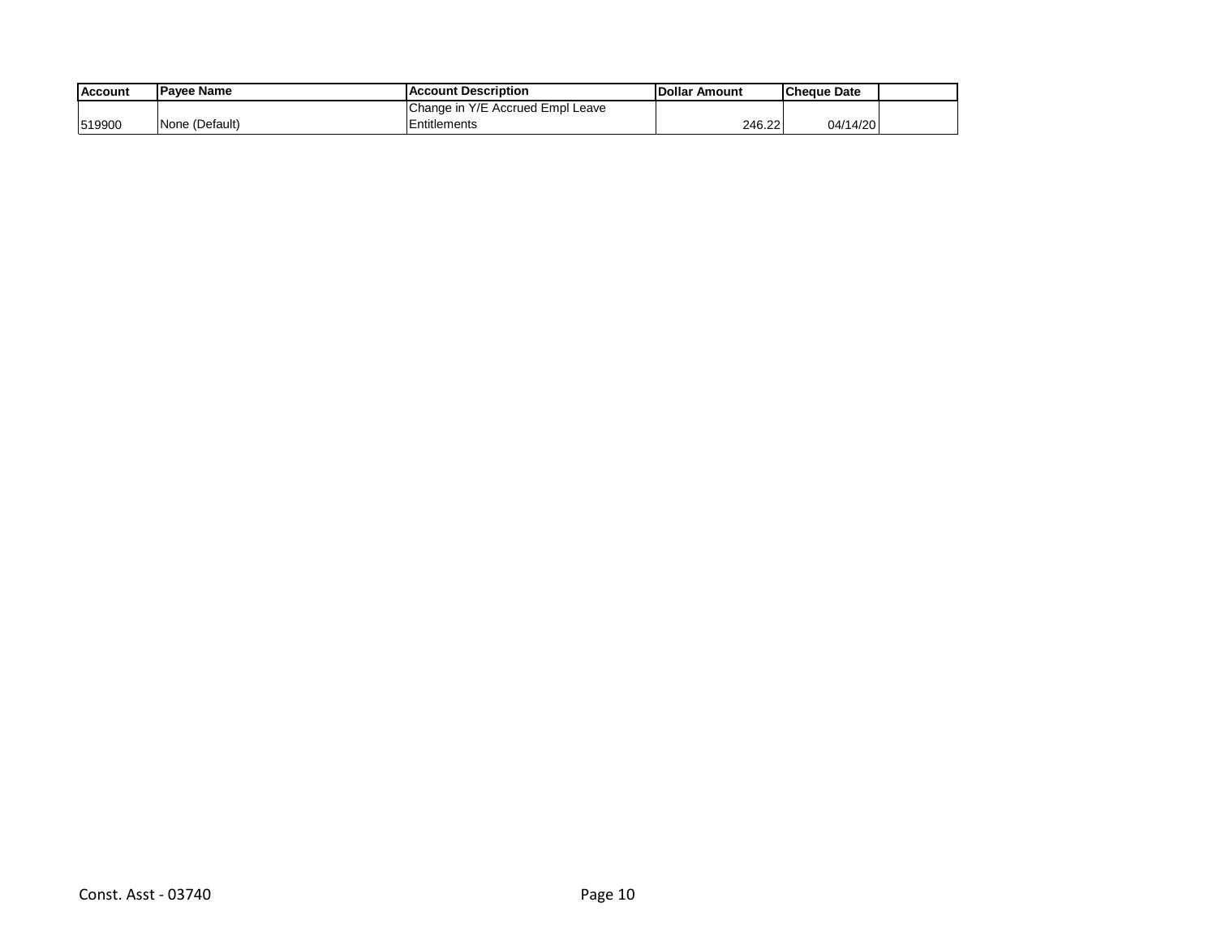| Account | Payee Name | Account Description | Dollar Amount | Cheque Date | |
|---|---|---|---|---|---|
| 519900 | None (Default) | Change in Y/E Accrued Empl Leave Entitlements | 246.22 | 04/14/20 | |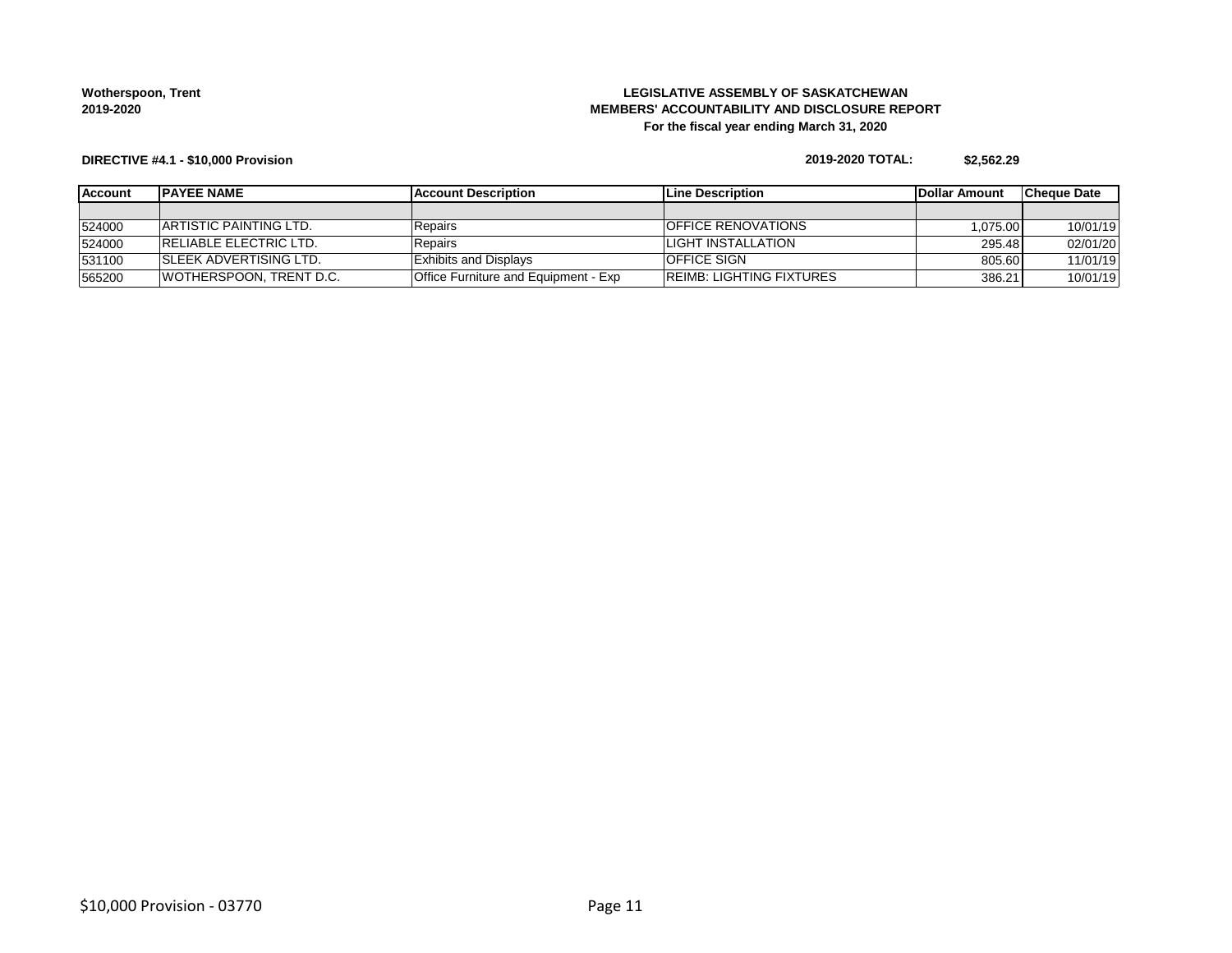**Wotherspoon, Trent**
**2019-2020**

**LEGISLATIVE ASSEMBLY OF SASKATCHEWAN**
**MEMBERS' ACCOUNTABILITY AND DISCLOSURE REPORT**
**For the fiscal year ending March 31, 2020**

**DIRECTIVE #4.1 - $10,000 Provision** **2019-2020 TOTAL: $2,562.29**

| Account | PAYEE NAME | Account Description | Line Description | Dollar Amount | Cheque Date |
|---|---|---|---|---|---|
| | | | | | |
| 524000 | ARTISTIC PAINTING LTD. | Repairs | OFFICE RENOVATIONS | 1,075.00 | 10/01/19 |
| 524000 | RELIABLE ELECTRIC LTD. | Repairs | LIGHT INSTALLATION | 295.48 | 02/01/20 |
| 531100 | SLEEK ADVERTISING LTD. | Exhibits and Displays | OFFICE SIGN | 805.60 | 11/01/19 |
| 565200 | WOTHERSPOON, TRENT D.C. | Office Furniture and Equipment - Exp | REIMB: LIGHTING FIXTURES | 386.21 | 10/01/19 |

$10,000 Provision - 03770